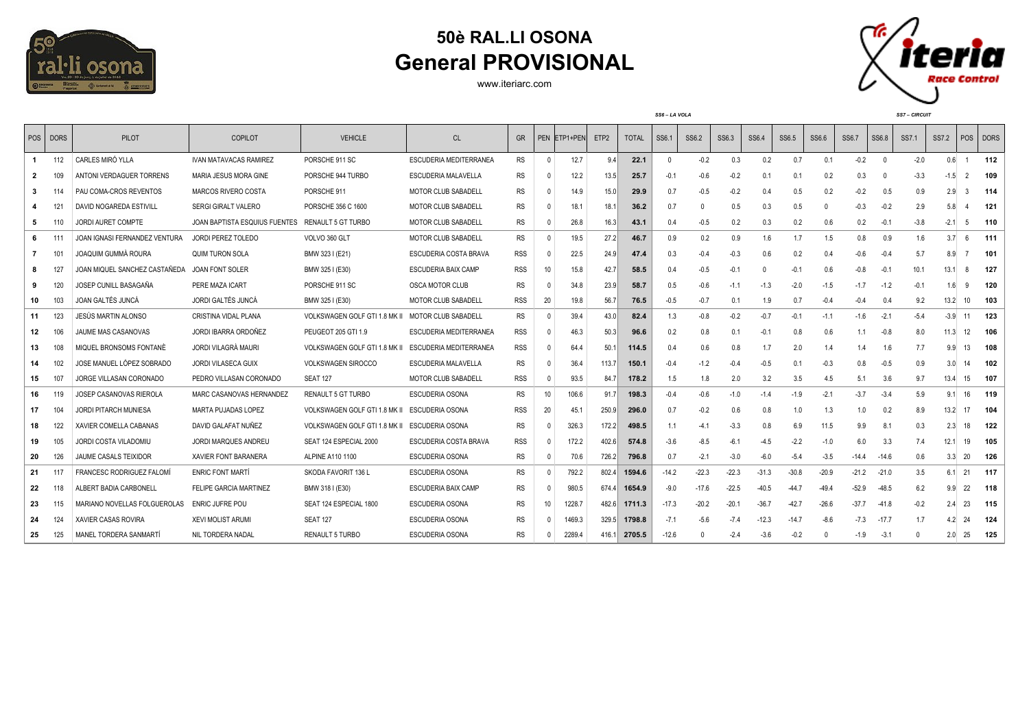# 50è RAL.LI OSONA

## General PROVISIONAL

www.iteriarc.com

| POS | DORS | PILOT | COPILOT | VEHICLE | CL | GR | PEN | ETP1+PEN | ETP2 | TOTAL | SS6.1 | SS6.2 | SS6.3 | SS6.4 | SS6.5 | SS6.6 | SS6.7 | SS6.8 | SS7.1 | SS7.2 | POS | DORS |
|---|---|---|---|---|---|---|---|---|---|---|---|---|---|---|---|---|---|---|---|---|---|---|
| | | | | | | | | | | | SS6 – LA VOLA | | | | | | | | SS7 – CIRCUIT | | | |
| 1 | 112 | CARLES MIRÓ YLLA | IVAN MATAVACAS RAMIREZ | PORSCHE 911 SC | ESCUDERIA MEDITERRANEA | RS | 0 | 12.7 | 9.4 | 22.1 | 0 | -0.2 | 0.3 | 0.2 | 0.7 | 0.1 | -0.2 | 0 | -2.0 | 0.6 | 1 | 112 |
| 2 | 109 | ANTONI VERDAGUER TORRENS | MARIA JESUS MORA GINE | PORSCHE 944 TURBO | ESCUDERIA MALAVELLA | RS | 0 | 12.2 | 13.5 | 25.7 | -0.1 | -0.6 | -0.2 | 0.1 | 0.1 | 0.2 | 0.3 | 0 | -3.3 | -1.5 | 2 | 109 |
| 3 | 114 | PAU COMA-CROS REVENTOS | MARCOS RIVERO COSTA | PORSCHE 911 | MOTOR CLUB SABADELL | RS | 0 | 14.9 | 15.0 | 29.9 | 0.7 | -0.5 | -0.2 | 0.4 | 0.5 | 0.2 | -0.2 | 0.5 | 0.9 | 2.9 | 3 | 114 |
| 4 | 121 | DAVID NOGAREDA ESTIVILL | SERGI GIRALT VALERO | PORSCHE 356 C 1600 | MOTOR CLUB SABADELL | RS | 0 | 18.1 | 18.1 | 36.2 | 0.7 | 0 | 0.5 | 0.3 | 0.5 | 0 | -0.3 | -0.2 | 2.9 | 5.8 | 4 | 121 |
| 5 | 110 | JORDI AURET COMPTE | JOAN BAPTISTA ESQUIUS FUENTES | RENAULT 5 GT TURBO | MOTOR CLUB SABADELL | RS | 0 | 26.8 | 16.3 | 43.1 | 0.4 | -0.5 | 0.2 | 0.3 | 0.2 | 0.6 | 0.2 | -0.1 | -3.8 | -2.1 | 5 | 110 |
| 6 | 111 | JOAN IGNASI FERNANDEZ VENTURA | JORDI PEREZ TOLEDO | VOLVO 360 GLT | MOTOR CLUB SABADELL | RS | 0 | 19.5 | 27.2 | 46.7 | 0.9 | 0.2 | 0.9 | 1.6 | 1.7 | 1.5 | 0.8 | 0.9 | 1.6 | 3.7 | 6 | 111 |
| 7 | 101 | JOAQUIM GUMMÀ ROURA | QUIM TURON SOLA | BMW 323 I (E21) | ESCUDERIA COSTA BRAVA | RSS | 0 | 22.5 | 24.9 | 47.4 | 0.3 | -0.4 | -0.3 | 0.6 | 0.2 | 0.4 | -0.6 | -0.4 | 5.7 | 8.9 | 7 | 101 |
| 8 | 127 | JOAN MIQUEL SANCHEZ CASTAÑEDA | JOAN FONT SOLER | BMW 325 I (E30) | ESCUDERIA BAIX CAMP | RSS | 10 | 15.8 | 42.7 | 58.5 | 0.4 | -0.5 | -0.1 | 0 | -0.1 | 0.6 | -0.8 | -0.1 | 10.1 | 13.1 | 8 | 127 |
| 9 | 120 | JOSEP CUNILL BASAGAÑA | PERE MAZA ICART | PORSCHE 911 SC | OSCA MOTOR CLUB | RS | 0 | 34.8 | 23.9 | 58.7 | 0.5 | -0.6 | -1.1 | -1.3 | -2.0 | -1.5 | -1.7 | -1.2 | -0.1 | 1.6 | 9 | 120 |
| 10 | 103 | JOAN GALTÉS JUNCÁ | JORDI GALTÉS JUNCÁ | BMW 325 I (E30) | MOTOR CLUB SABADELL | RSS | 20 | 19.8 | 56.7 | 76.5 | -0.5 | -0.7 | 0.1 | 1.9 | 0.7 | -0.4 | -0.4 | 0.4 | 9.2 | 13.2 | 10 | 103 |
| 11 | 123 | JESÚS MARTIN ALONSO | CRISTINA VIDAL PLANA | VOLKSWAGEN GOLF GTI 1.8 MK II | MOTOR CLUB SABADELL | RS | 0 | 39.4 | 43.0 | 82.4 | 1.3 | -0.8 | -0.2 | -0.7 | -0.1 | -1.1 | -1.6 | -2.1 | -5.4 | -3.9 | 11 | 123 |
| 12 | 106 | JAUME MAS CASANOVAS | JORDI IBARRA ORDOÑEZ | PEUGEOT 205 GTI 1.9 | ESCUDERIA MEDITERRANEA | RSS | 0 | 46.3 | 50.3 | 96.6 | 0.2 | 0.8 | 0.1 | -0.1 | 0.8 | 0.6 | 1.1 | -0.8 | 8.0 | 11.3 | 12 | 106 |
| 13 | 108 | MIQUEL BRONSOMS FONTANÉ | JORDI VILAGRÀ MAURI | VOLKSWAGEN GOLF GTI 1.8 MK II | ESCUDERIA MEDITERRANEA | RSS | 0 | 64.4 | 50.1 | 114.5 | 0.4 | 0.6 | 0.8 | 1.7 | 2.0 | 1.4 | 1.4 | 1.6 | 7.7 | 9.9 | 13 | 108 |
| 14 | 102 | JOSE MANUEL LÓPEZ SOBRADO | JORDI VILASECA GUIX | VOLKSWAGEN SIROCCO | ESCUDERIA MALAVELLA | RS | 0 | 36.4 | 113.7 | 150.1 | -0.4 | -1.2 | -0.4 | -0.5 | 0.1 | -0.3 | 0.8 | -0.5 | 0.9 | 3.0 | 14 | 102 |
| 15 | 107 | JORGE VILLASAN CORONADO | PEDRO VILLASAN CORONADO | SEAT 127 | MOTOR CLUB SABADELL | RSS | 0 | 93.5 | 84.7 | 178.2 | 1.5 | 1.8 | 2.0 | 3.2 | 3.5 | 4.5 | 5.1 | 3.6 | 9.7 | 13.4 | 15 | 107 |
| 16 | 119 | JOSEP CASANOVAS RIEROLA | MARC CASANOVAS HERNANDEZ | RENAULT 5 GT TURBO | ESCUDERIA OSONA | RS | 10 | 106.6 | 91.7 | 198.3 | -0.4 | -0.6 | -1.0 | -1.4 | -1.9 | -2.1 | -3.7 | -3.4 | 5.9 | 9.1 | 16 | 119 |
| 17 | 104 | JORDI PITARCH MUNIESA | MARTA PUJADAS LOPEZ | VOLKSWAGEN GOLF GTI 1.8 MK II | ESCUDERIA OSONA | RSS | 20 | 45.1 | 250.9 | 296.0 | 0.7 | -0.2 | 0.6 | 0.8 | 1.0 | 1.3 | 1.0 | 0.2 | 8.9 | 13.2 | 17 | 104 |
| 18 | 122 | XAVIER COMELLA CABANAS | DAVID GALAFAT NUÑEZ | VOLKSWAGEN GOLF GTI 1.8 MK II | ESCUDERIA OSONA | RS | 0 | 326.3 | 172.2 | 498.5 | 1.1 | -4.1 | -3.3 | 0.8 | 6.9 | 11.5 | 9.9 | 8.1 | 0.3 | 2.3 | 18 | 122 |
| 19 | 105 | JORDI COSTA VILADOMIU | JORDI MARQUES ANDREU | SEAT 124 ESPECIAL 2000 | ESCUDERIA COSTA BRAVA | RSS | 0 | 172.2 | 402.6 | 574.8 | -3.6 | -8.5 | -6.1 | -4.5 | -2.2 | -1.0 | 6.0 | 3.3 | 7.4 | 12.1 | 19 | 105 |
| 20 | 126 | JAUME CASALS TEIXIDOR | XAVIER FONT BARANERA | ALPINE A110 1100 | ESCUDERIA OSONA | RS | 0 | 70.6 | 726.2 | 796.8 | 0.7 | -2.1 | -3.0 | -6.0 | -5.4 | -3.5 | -14.4 | -14.6 | 0.6 | 3.3 | 20 | 126 |
| 21 | 117 | FRANCESC RODRIGUEZ FALOMÍ | ENRIC FONT MARTÍ | SKODA FAVORIT 136 L | ESCUDERIA OSONA | RS | 0 | 792.2 | 802.4 | 1594.6 | -14.2 | -22.3 | -22.3 | -31.3 | -30.8 | -20.9 | -21.2 | -21.0 | 3.5 | 6.1 | 21 | 117 |
| 22 | 118 | ALBERT BADIA CARBONELL | FELIPE GARCIA MARTINEZ | BMW 318 I (E30) | ESCUDERIA BAIX CAMP | RS | 0 | 980.5 | 674.4 | 1654.9 | -9.0 | -17.6 | -22.5 | -40.5 | -44.7 | -49.4 | -52.9 | -48.5 | 6.2 | 9.9 | 22 | 118 |
| 23 | 115 | MARIANO NOVELLAS FOLGUEROLAS | ENRIC JUFRE POU | SEAT 124 ESPECIAL 1800 | ESCUDERIA OSONA | RS | 10 | 1228.7 | 482.6 | 1711.3 | -17.3 | -20.2 | -20.1 | -36.7 | -42.7 | -26.6 | -37.7 | -41.8 | -0.2 | 2.4 | 23 | 115 |
| 24 | 124 | XAVIER CASAS ROVIRA | XEVI MOLIST ARUMI | SEAT 127 | ESCUDERIA OSONA | RS | 0 | 1469.3 | 329.5 | 1798.8 | -7.1 | -5.6 | -7.4 | -12.3 | -14.7 | -8.6 | -7.3 | -17.7 | 1.7 | 4.2 | 24 | 124 |
| 25 | 125 | MANEL TORDERA SANMARTÍ | NIL TORDERA NADAL | RENAULT 5 TURBO | ESCUDERIA OSONA | RS | 0 | 2289.4 | 416.1 | 2705.5 | -12.6 | 0 | -2.4 | -3.6 | -0.2 | 0 | -1.9 | -3.1 | 0 | 2.0 | 25 | 125 |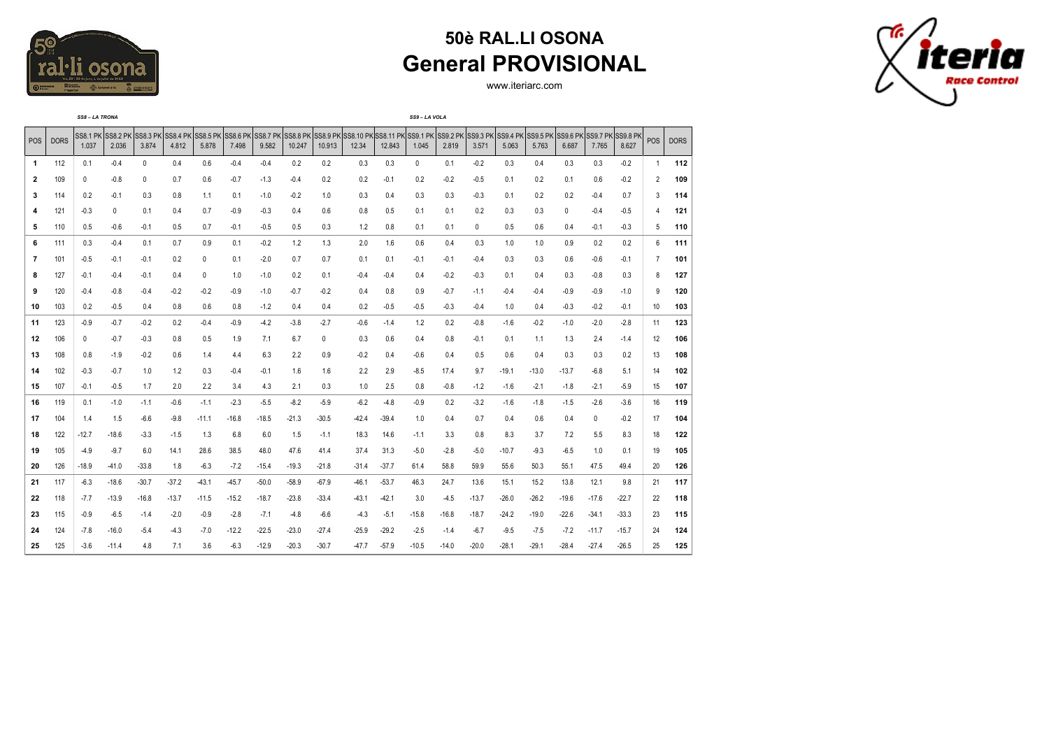# 50è RAL.LI OSONA
## General PROVISIONAL

www.iteriarc.com

*SS8 – LA TRONA* / *SS9 – LA VOLA*

| POS | DORS | SS8.1 PK 1.037 | SS8.2 PK 2.036 | SS8.3 PK 3.874 | SS8.4 PK 4.812 | SS8.5 PK 5.878 | SS8.6 PK 7.498 | SS8.7 PK 9.582 | SS8.8 PK 10.247 | SS8.9 PK 10.913 | SS8.10 PK 12.34 | SS8.11 PK 12.843 | SS9.1 PK 1.045 | SS9.2 PK 2.819 | SS9.3 PK 3.571 | SS9.4 PK 5.063 | SS9.5 PK 5.763 | SS9.6 PK 6.687 | SS9.7 PK 7.765 | SS9.8 PK 8.627 | POS | DORS |
|---|---|---|---|---|---|---|---|---|---|---|---|---|---|---|---|---|---|---|---|---|---|---|
| **1** | 112 | 0.1 | -0.4 | 0 | 0.4 | 0.6 | -0.4 | -0.4 | 0.2 | 0.2 | 0.3 | 0.3 | 0 | 0.1 | -0.2 | 0.3 | 0.4 | 0.3 | 0.3 | -0.2 | 1 | **112** |
| **2** | 109 | 0 | -0.8 | 0 | 0.7 | 0.6 | -0.7 | -1.3 | -0.4 | 0.2 | 0.2 | -0.1 | 0.2 | -0.2 | -0.5 | 0.1 | 0.2 | 0.1 | 0.6 | -0.2 | 2 | **109** |
| **3** | 114 | 0.2 | -0.1 | 0.3 | 0.8 | 1.1 | 0.1 | -1.0 | -0.2 | 1.0 | 0.3 | 0.4 | 0.3 | 0.3 | -0.3 | 0.1 | 0.2 | 0.2 | -0.4 | 0.7 | 3 | **114** |
| **4** | 121 | -0.3 | 0 | 0.1 | 0.4 | 0.7 | -0.9 | -0.3 | 0.4 | 0.6 | 0.8 | 0.5 | 0.1 | 0.1 | 0.2 | 0.3 | 0.3 | 0 | -0.4 | -0.5 | 4 | **121** |
| **5** | 110 | 0.5 | -0.6 | -0.1 | 0.5 | 0.7 | -0.1 | -0.5 | 0.5 | 0.3 | 1.2 | 0.8 | 0.1 | 0.1 | 0 | 0.5 | 0.6 | 0.4 | -0.1 | -0.3 | 5 | **110** |
| **6** | 111 | 0.3 | -0.4 | 0.1 | 0.7 | 0.9 | 0.1 | -0.2 | 1.2 | 1.3 | 2.0 | 1.6 | 0.6 | 0.4 | 0.3 | 1.0 | 1.0 | 0.9 | 0.2 | 0.2 | 6 | **111** |
| **7** | 101 | -0.5 | -0.1 | -0.1 | 0.2 | 0 | 0.1 | -2.0 | 0.7 | 0.7 | 0.1 | 0.1 | -0.1 | -0.1 | -0.4 | 0.3 | 0.3 | 0.6 | -0.6 | -0.1 | 7 | **101** |
| **8** | 127 | -0.1 | -0.4 | -0.1 | 0.4 | 0 | 1.0 | -1.0 | 0.2 | 0.1 | -0.4 | -0.4 | 0.4 | -0.2 | -0.3 | 0.1 | 0.4 | 0.3 | -0.8 | 0.3 | 8 | **127** |
| **9** | 120 | -0.4 | -0.8 | -0.4 | -0.2 | -0.2 | -0.9 | -1.0 | -0.7 | -0.2 | 0.4 | 0.8 | 0.9 | -0.7 | -1.1 | -0.4 | -0.4 | -0.9 | -0.9 | -1.0 | 9 | **120** |
| **10** | 103 | 0.2 | -0.5 | 0.4 | 0.8 | 0.6 | 0.8 | -1.2 | 0.4 | 0.4 | 0.2 | -0.5 | -0.5 | -0.3 | -0.4 | 1.0 | 0.4 | -0.3 | -0.2 | -0.1 | 10 | **103** |
| **11** | 123 | -0.9 | -0.7 | -0.2 | 0.2 | -0.4 | -0.9 | -4.2 | -3.8 | -2.7 | -0.6 | -1.4 | 1.2 | 0.2 | -0.8 | -1.6 | -0.2 | -1.0 | -2.0 | -2.8 | 11 | **123** |
| **12** | 106 | 0 | -0.7 | -0.3 | 0.8 | 0.5 | 1.9 | 7.1 | 6.7 | 0 | 0.3 | 0.6 | 0.4 | 0.8 | -0.1 | 0.1 | 1.1 | 1.3 | 2.4 | -1.4 | 12 | **106** |
| **13** | 108 | 0.8 | -1.9 | -0.2 | 0.6 | 1.4 | 4.4 | 6.3 | 2.2 | 0.9 | -0.2 | 0.4 | -0.6 | 0.4 | 0.5 | 0.6 | 0.4 | 0.3 | 0.3 | 0.2 | 13 | **108** |
| **14** | 102 | -0.3 | -0.7 | 1.0 | 1.2 | 0.3 | -0.4 | -0.1 | 1.6 | 1.6 | 2.2 | 2.9 | -8.5 | 17.4 | 9.7 | -19.1 | -13.0 | -13.7 | -6.8 | 5.1 | 14 | **102** |
| **15** | 107 | -0.1 | -0.5 | 1.7 | 2.0 | 2.2 | 3.4 | 4.3 | 2.1 | 0.3 | 1.0 | 2.5 | 0.8 | -0.8 | -1.2 | -1.6 | -2.1 | -1.8 | -2.1 | -5.9 | 15 | **107** |
| **16** | 119 | 0.1 | -1.0 | -1.1 | -0.6 | -1.1 | -2.3 | -5.5 | -8.2 | -5.9 | -6.2 | -4.8 | -0.9 | 0.2 | -3.2 | -1.6 | -1.8 | -1.5 | -2.6 | -3.6 | 16 | **119** |
| **17** | 104 | 1.4 | 1.5 | -6.6 | -9.8 | -11.1 | -16.8 | -18.5 | -21.3 | -30.5 | -42.4 | -39.4 | 1.0 | 0.4 | 0.7 | 0.4 | 0.6 | 0.4 | 0 | -0.2 | 17 | **104** |
| **18** | 122 | -12.7 | -18.6 | -3.3 | -1.5 | 1.3 | 6.8 | 6.0 | 1.5 | -1.1 | 18.3 | 14.6 | -1.1 | 3.3 | 0.8 | 8.3 | 3.7 | 7.2 | 5.5 | 8.3 | 18 | **122** |
| **19** | 105 | -4.9 | -9.7 | 6.0 | 14.1 | 28.6 | 38.5 | 48.0 | 47.6 | 41.4 | 37.4 | 31.3 | -5.0 | -2.8 | -5.0 | -10.7 | -9.3 | -6.5 | 1.0 | 0.1 | 19 | **105** |
| **20** | 126 | -18.9 | -41.0 | -33.8 | 1.8 | -6.3 | -7.2 | -15.4 | -19.3 | -21.8 | -31.4 | -37.7 | 61.4 | 58.8 | 59.9 | 55.6 | 50.3 | 55.1 | 47.5 | 49.4 | 20 | **126** |
| **21** | 117 | -6.3 | -18.6 | -30.7 | -37.2 | -43.1 | -45.7 | -50.0 | -58.9 | -67.9 | -46.1 | -53.7 | 46.3 | 24.7 | 13.6 | 15.1 | 15.2 | 13.8 | 12.1 | 9.8 | 21 | **117** |
| **22** | 118 | -7.7 | -13.9 | -16.8 | -13.7 | -11.5 | -15.2 | -18.7 | -23.8 | -33.4 | -43.1 | -42.1 | 3.0 | -4.5 | -13.7 | -26.0 | -26.2 | -19.6 | -17.6 | -22.7 | 22 | **118** |
| **23** | 115 | -0.9 | -6.5 | -1.4 | -2.0 | -0.9 | -2.8 | -7.1 | -4.8 | -6.6 | -4.3 | -5.1 | -15.8 | -16.8 | -18.7 | -24.2 | -19.0 | -22.6 | -34.1 | -33.3 | 23 | **115** |
| **24** | 124 | -7.8 | -16.0 | -5.4 | -4.3 | -7.0 | -12.2 | -22.5 | -23.0 | -27.4 | -25.9 | -29.2 | -2.5 | -1.4 | -6.7 | -9.5 | -7.5 | -7.2 | -11.7 | -15.7 | 24 | **124** |
| **25** | 125 | -3.6 | -11.4 | 4.8 | 7.1 | 3.6 | -6.3 | -12.9 | -20.3 | -30.7 | -47.7 | -57.9 | -10.5 | -14.0 | -20.0 | -28.1 | -29.1 | -28.4 | -27.4 | -26.5 | 25 | **125** |